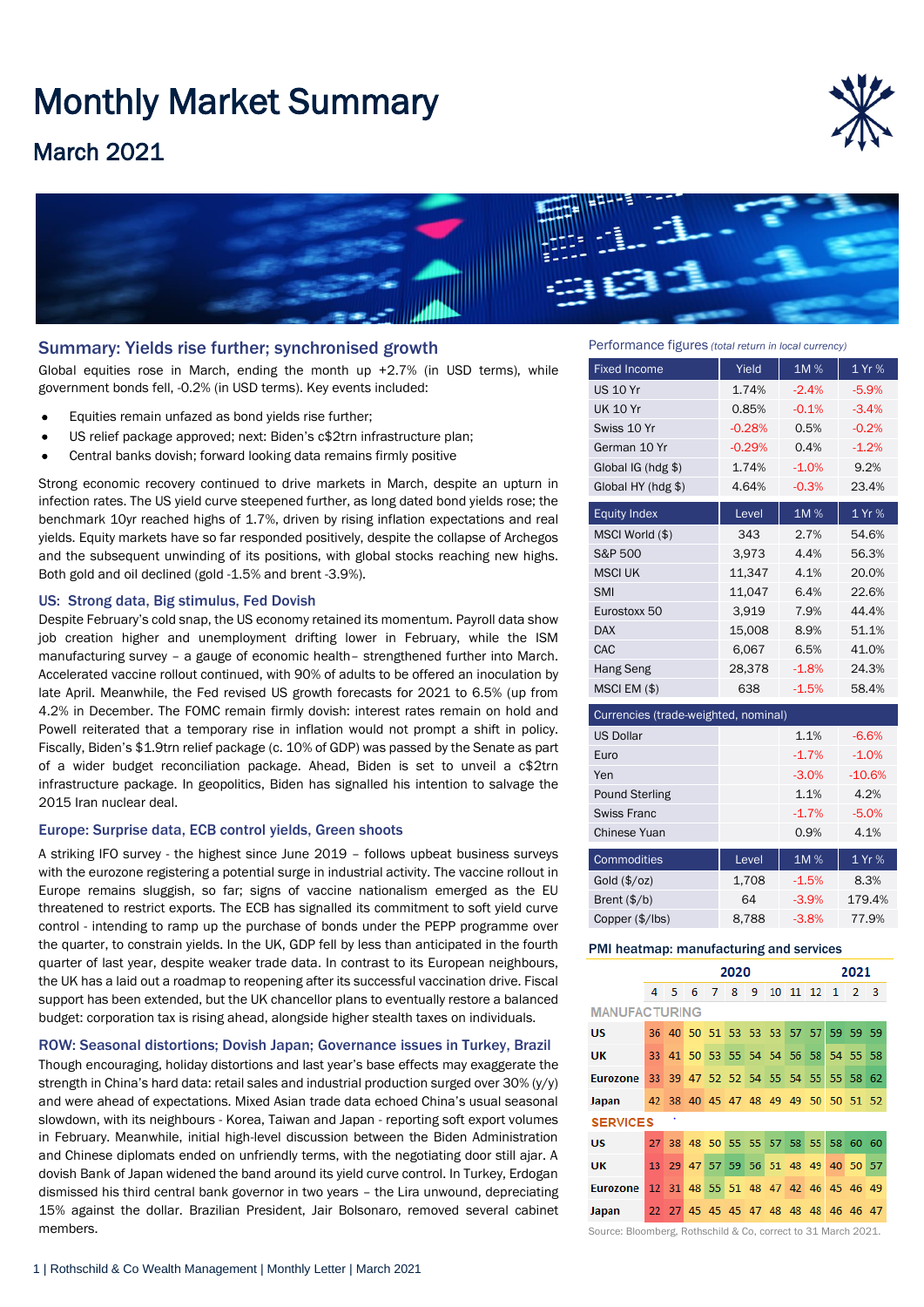# Monthly Market Summary

## March 2021

### Summary: Yields rise further; synchronised growth

Global equities rose in March, ending the month up +2.7% (in USD terms), while government bonds fell, -0.2% (in USD terms). Key events included:

- Equities remain unfazed as bond yields rise further;
- US relief package approved; next: Biden's c$2trn infrastructure plan;
- Central banks dovish; forward looking data remains firmly positive

Strong economic recovery continued to drive markets in March, despite an upturn in infection rates. The US yield curve steepened further, as long dated bond yields rose; the benchmark 10yr reached highs of 1.7%, driven by rising inflation expectations and real yields. Equity markets have so far responded positively, despite the collapse of Archegos and the subsequent unwinding of its positions, with global stocks reaching new highs. Both gold and oil declined (gold -1.5% and brent -3.9%).

### US: Strong data, Big stimulus, Fed Dovish

Despite February's cold snap, the US economy retained its momentum. Payroll data show job creation higher and unemployment drifting lower in February, while the ISM manufacturing survey – a gauge of economic health– strengthened further into March. Accelerated vaccine rollout continued, with 90% of adults to be offered an inoculation by late April. Meanwhile, the Fed revised US growth forecasts for 2021 to 6.5% (up from 4.2% in December. The FOMC remain firmly dovish: interest rates remain on hold and Powell reiterated that a temporary rise in inflation would not prompt a shift in policy. Fiscally, Biden's $1.9trn relief package (c. 10% of GDP) was passed by the Senate as part of a wider budget reconciliation package. Ahead, Biden is set to unveil a c$2trn infrastructure package. In geopolitics, Biden has signalled his intention to salvage the 2015 Iran nuclear deal.

### Europe: Surprise data, ECB control yields, Green shoots

A striking IFO survey - the highest since June 2019 – follows upbeat business surveys with the eurozone registering a potential surge in industrial activity. The vaccine rollout in Europe remains sluggish, so far; signs of vaccine nationalism emerged as the EU threatened to restrict exports. The ECB has signalled its commitment to soft yield curve control - intending to ramp up the purchase of bonds under the PEPP programme over the quarter, to constrain yields. In the UK, GDP fell by less than anticipated in the fourth quarter of last year, despite weaker trade data. In contrast to its European neighbours, the UK has a laid out a roadmap to reopening after its successful vaccination drive. Fiscal support has been extended, but the UK chancellor plans to eventually restore a balanced budget: corporation tax is rising ahead, alongside higher stealth taxes on individuals.

### ROW: Seasonal distortions; Dovish Japan; Governance issues in Turkey, Brazil

Though encouraging, holiday distortions and last year's base effects may exaggerate the strength in China's hard data: retail sales and industrial production surged over 30% (y/y) and were ahead of expectations. Mixed Asian trade data echoed China's usual seasonal slowdown, with its neighbours - Korea, Taiwan and Japan - reporting soft export volumes in February. Meanwhile, initial high-level discussion between the Biden Administration and Chinese diplomats ended on unfriendly terms, with the negotiating door still ajar. A dovish Bank of Japan widened the band around its yield curve control. In Turkey, Erdogan dismissed his third central bank governor in two years – the Lira unwound, depreciating 15% against the dollar. Brazilian President, Jair Bolsonaro, removed several cabinet members.

### Performance figures *(total return in local currency)*

| Fixed Income | Yield | 1M % | 1 Yr % |
|---|---|---|---|
| US 10 Yr | 1.74% | -2.4% | -5.9% |
| UK 10 Yr | 0.85% | -0.1% | -3.4% |
| Swiss 10 Yr | -0.28% | 0.5% | -0.2% |
| German 10 Yr | -0.29% | 0.4% | -1.2% |
| Global IG (hdg $) | 1.74% | -1.0% | 9.2% |
| Global HY (hdg $) | 4.64% | -0.3% | 23.4% |
| **Equity Index** | **Level** | **1M %** | **1 Yr %** |
| MSCI World ($) | 343 | 2.7% | 54.6% |
| S&P 500 | 3,973 | 4.4% | 56.3% |
| MSCI UK | 11,347 | 4.1% | 20.0% |
| SMI | 11,047 | 6.4% | 22.6% |
| Eurostoxx 50 | 3,919 | 7.9% | 44.4% |
| DAX | 15,008 | 8.9% | 51.1% |
| CAC | 6,067 | 6.5% | 41.0% |
| Hang Seng | 28,378 | -1.8% | 24.3% |
| MSCI EM ($) | 638 | -1.5% | 58.4% |
| **Currencies (trade-weighted, nominal)** | | | |
| US Dollar | | 1.1% | -6.6% |
| Euro | | -1.7% | -1.0% |
| Yen | | -3.0% | -10.6% |
| Pound Sterling | | 1.1% | 4.2% |
| Swiss Franc | | -1.7% | -5.0% |
| Chinese Yuan | | 0.9% | 4.1% |
| **Commodities** | **Level** | **1M %** | **1 Yr %** |
| Gold ($/oz) | 1,708 | -1.5% | 8.3% |
| Brent ($/b) | 64 | -3.9% | 179.4% |
| Copper ($/lbs) | 8,788 | -3.8% | 77.9% |

### PMI heatmap: manufacturing and services

| | 2020 | | | | | | | | | 2021 | | |
|---|---|---|---|---|---|---|---|---|---|---|---|---|
| | 4 | 5 | 6 | 7 | 8 | 9 | 10 | 11 | 12 | 1 | 2 | 3 |
| **MANUFACTURING** | | | | | | | | | | | | |
| US | 36 | 40 | 50 | 51 | 53 | 53 | 53 | 57 | 57 | 59 | 59 | 59 |
| UK | 33 | 41 | 50 | 53 | 55 | 54 | 54 | 56 | 58 | 54 | 55 | 58 |
| Eurozone | 33 | 39 | 47 | 52 | 52 | 54 | 55 | 54 | 55 | 55 | 58 | 62 |
| Japan | 42 | 38 | 40 | 45 | 47 | 48 | 49 | 49 | 50 | 50 | 51 | 52 |
| **SERVICES** | | | | | | | | | | | | |
| US | 27 | 38 | 48 | 50 | 55 | 55 | 57 | 58 | 55 | 58 | 60 | 60 |
| UK | 13 | 29 | 47 | 57 | 59 | 56 | 51 | 48 | 49 | 40 | 50 | 57 |
| Eurozone | 12 | 31 | 48 | 55 | 51 | 48 | 47 | 42 | 46 | 45 | 46 | 49 |
| Japan | 22 | 27 | 45 | 45 | 45 | 47 | 48 | 48 | 48 | 46 | 46 | 47 |

Source: Bloomberg, Rothschild & Co, correct to 31 March 2021.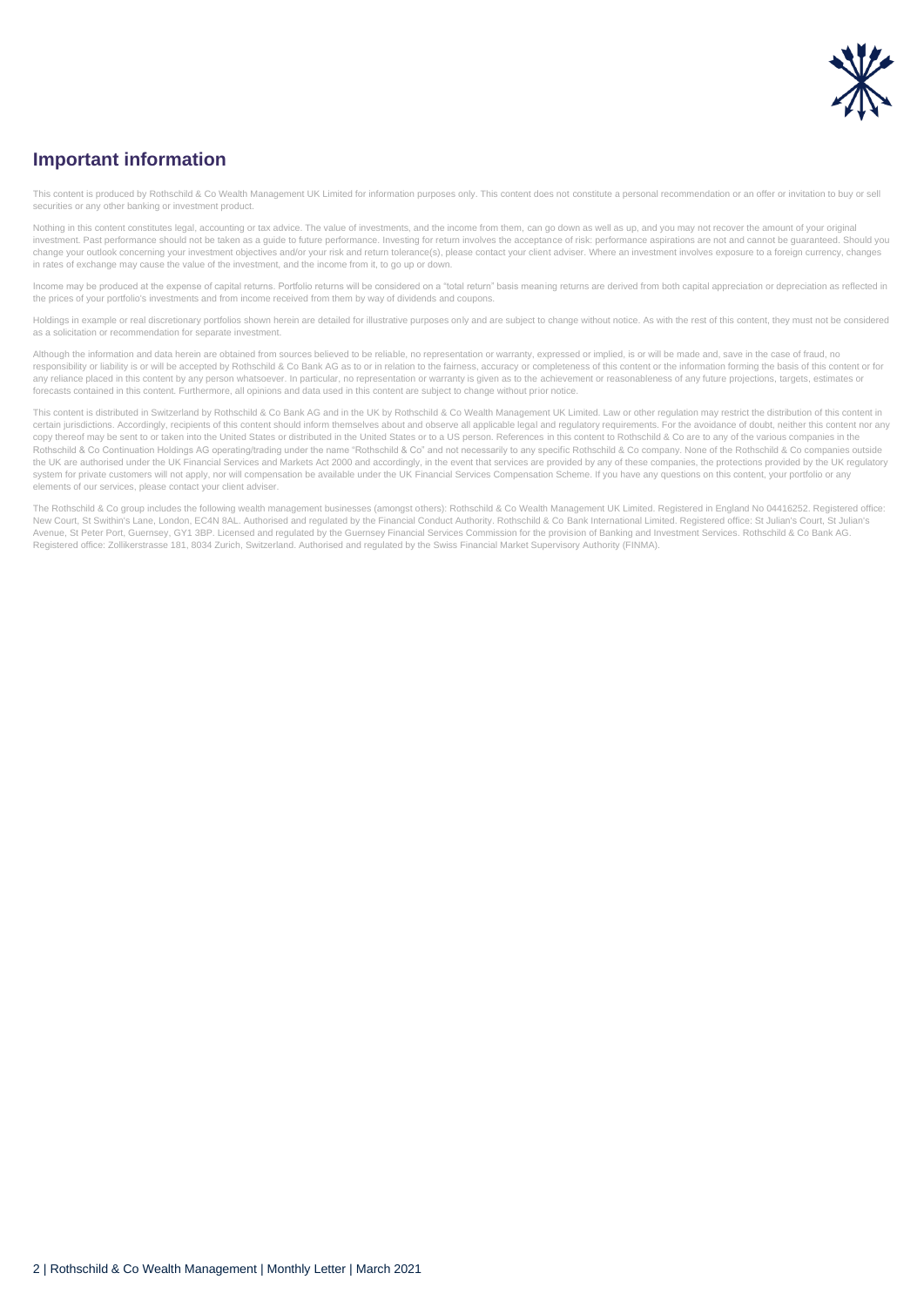## Important information

This content is produced by Rothschild & Co Wealth Management UK Limited for information purposes only. This content does not constitute a personal recommendation or an offer or invitation to buy or sell securities or any other banking or investment product.

Nothing in this content constitutes legal, accounting or tax advice. The value of investments, and the income from them, can go down as well as up, and you may not recover the amount of your original investment. Past performance should not be taken as a guide to future performance. Investing for return involves the acceptance of risk: performance aspirations are not and cannot be guaranteed. Should you change your outlook concerning your investment objectives and/or your risk and return tolerance(s), please contact your client adviser. Where an investment involves exposure to a foreign currency, changes in rates of exchange may cause the value of the investment, and the income from it, to go up or down.

Income may be produced at the expense of capital returns. Portfolio returns will be considered on a "total return" basis meaning returns are derived from both capital appreciation or depreciation as reflected in the prices of your portfolio's investments and from income received from them by way of dividends and coupons.

Holdings in example or real discretionary portfolios shown herein are detailed for illustrative purposes only and are subject to change without notice. As with the rest of this content, they must not be considered as a solicitation or recommendation for separate investment.

Although the information and data herein are obtained from sources believed to be reliable, no representation or warranty, expressed or implied, is or will be made and, save in the case of fraud, no responsibility or liability is or will be accepted by Rothschild & Co Bank AG as to or in relation to the fairness, accuracy or completeness of this content or the information forming the basis of this content or for any reliance placed in this content by any person whatsoever. In particular, no representation or warranty is given as to the achievement or reasonableness of any future projections, targets, estimates or forecasts contained in this content. Furthermore, all opinions and data used in this content are subject to change without prior notice.

This content is distributed in Switzerland by Rothschild & Co Bank AG and in the UK by Rothschild & Co Wealth Management UK Limited. Law or other regulation may restrict the distribution of this content in certain jurisdictions. Accordingly, recipients of this content should inform themselves about and observe all applicable legal and regulatory requirements. For the avoidance of doubt, neither this content nor any copy thereof may be sent to or taken into the United States or distributed in the United States or to a US person. References in this content to Rothschild & Co are to any of the various companies in the Rothschild & Co Continuation Holdings AG operating/trading under the name "Rothschild & Co" and not necessarily to any specific Rothschild & Co company. None of the Rothschild & Co companies outside the UK are authorised under the UK Financial Services and Markets Act 2000 and accordingly, in the event that services are provided by any of these companies, the protections provided by the UK regulatory system for private customers will not apply, nor will compensation be available under the UK Financial Services Compensation Scheme. If you have any questions on this content, your portfolio or any elements of our services, please contact your client adviser.

The Rothschild & Co group includes the following wealth management businesses (amongst others): Rothschild & Co Wealth Management UK Limited. Registered in England No 04416252. Registered office: New Court, St Swithin's Lane, London, EC4N 8AL. Authorised and regulated by the Financial Conduct Authority. Rothschild & Co Bank International Limited. Registered office: St Julian's Court, St Julian's Avenue, St Peter Port, Guernsey, GY1 3BP. Licensed and regulated by the Guernsey Financial Services Commission for the provision of Banking and Investment Services. Rothschild & Co Bank AG. Registered office: Zollikerstrasse 181, 8034 Zurich, Switzerland. Authorised and regulated by the Swiss Financial Market Supervisory Authority (FINMA).